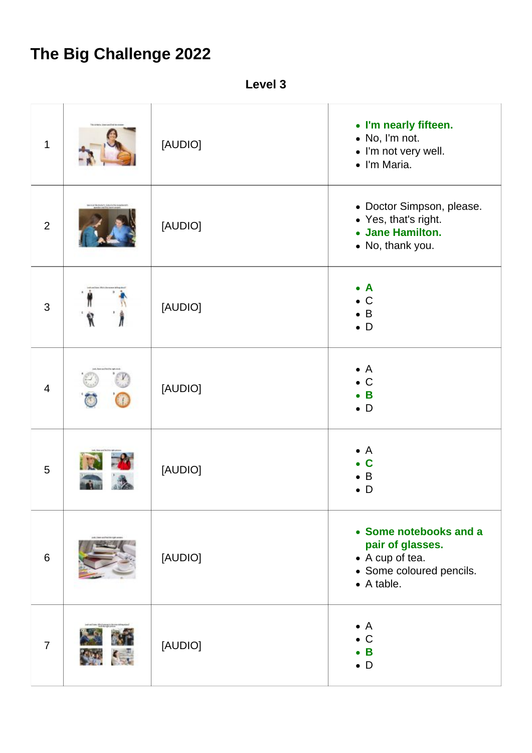# The Big Challenge 2022

**Level 3**

| | | | |
|---|---|---|---|
| 1 | | [AUDIO] | <ul><li>**I'm nearly fifteen.**</li><li>No, I'm not.</li><li>I'm not very well.</li><li>I'm Maria.</li></ul> |
| 2 | | [AUDIO] | <ul><li>Doctor Simpson, please.</li><li>Yes, that's right.</li><li>**Jane Hamilton.**</li><li>No, thank you.</li></ul> |
| 3 | | [AUDIO] | <ul><li>**A**</li><li>C</li><li>B</li><li>D</li></ul> |
| 4 | | [AUDIO] | <ul><li>A</li><li>C</li><li>**B**</li><li>D</li></ul> |
| 5 | | [AUDIO] | <ul><li>A</li><li>**C**</li><li>B</li><li>D</li></ul> |
| 6 | | [AUDIO] | <ul><li>**Some notebooks and a pair of glasses.**</li><li>A cup of tea.</li><li>Some coloured pencils.</li><li>A table.</li></ul> |
| 7 | | [AUDIO] | <ul><li>A</li><li>C</li><li>**B**</li><li>D</li></ul> |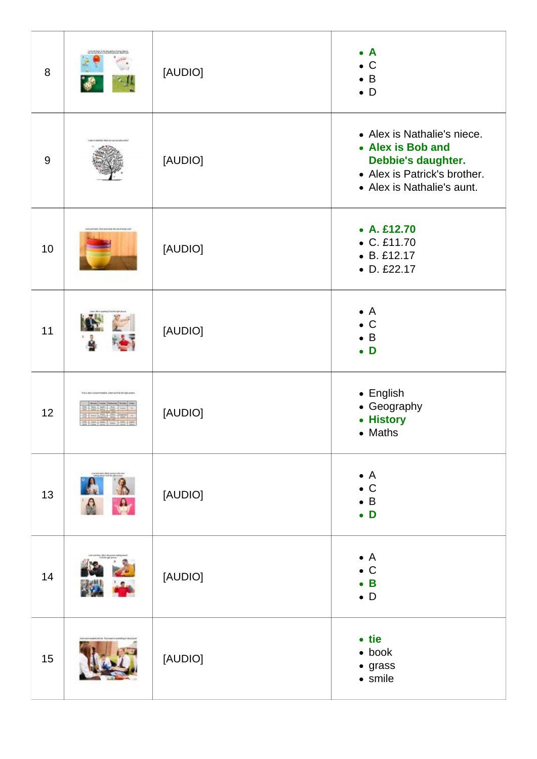| | | | |
|---|---|---|---|
| 8 | | [AUDIO] | • **A**<br>• C<br>• B<br>• D |
| 9 | | [AUDIO] | • Alex is Nathalie's niece.<br>• **Alex is Bob and Debbie's daughter.**<br>• Alex is Patrick's brother.<br>• Alex is Nathalie's aunt. |
| 10 | | [AUDIO] | • **A. £12.70**<br>• C. £11.70<br>• B. £12.17<br>• D. £22.17 |
| 11 | | [AUDIO] | • A<br>• C<br>• B<br>• **D** |
| 12 | | [AUDIO] | • English<br>• Geography<br>• **History**<br>• Maths |
| 13 | | [AUDIO] | • A<br>• C<br>• B<br>• **D** |
| 14 | | [AUDIO] | • A<br>• C<br>• **B**<br>• D |
| 15 | | [AUDIO] | • **tie**<br>• book<br>• grass<br>• smile |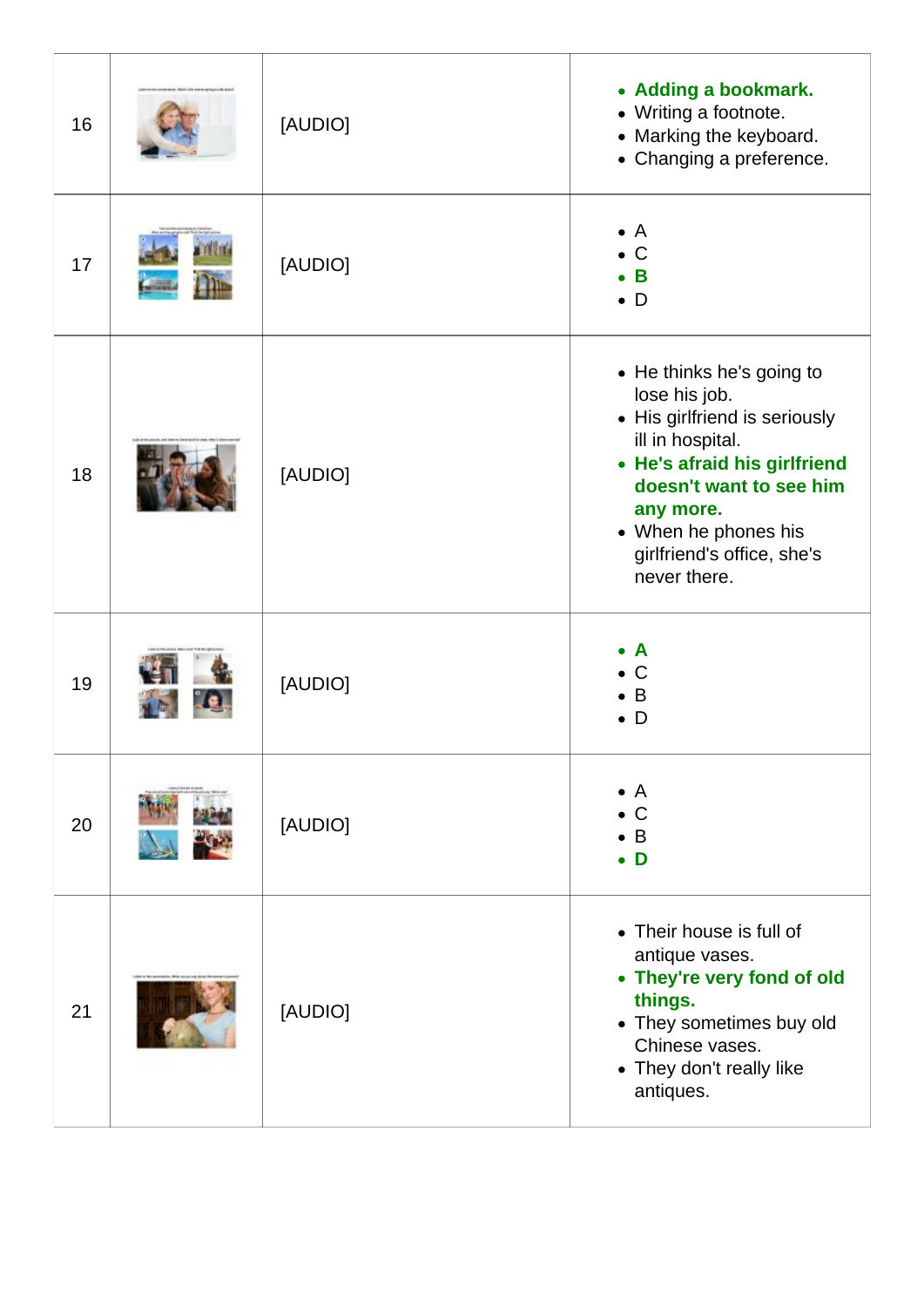| | | | |
|---|---|---|---|
| 16 | | [AUDIO] | • **Adding a bookmark.**<br>• Writing a footnote.<br>• Marking the keyboard.<br>• Changing a preference. |
| 17 | | [AUDIO] | • A<br>• C<br>• **B**<br>• D |
| 18 | | [AUDIO] | • He thinks he's going to lose his job.<br>• His girlfriend is seriously ill in hospital.<br>• **He's afraid his girlfriend doesn't want to see him any more.**<br>• When he phones his girlfriend's office, she's never there. |
| 19 | | [AUDIO] | • **A**<br>• C<br>• B<br>• D |
| 20 | | [AUDIO] | • A<br>• C<br>• B<br>• **D** |
| 21 | | [AUDIO] | • Their house is full of antique vases.<br>• **They're very fond of old things.**<br>• They sometimes buy old Chinese vases.<br>• They don't really like antiques. |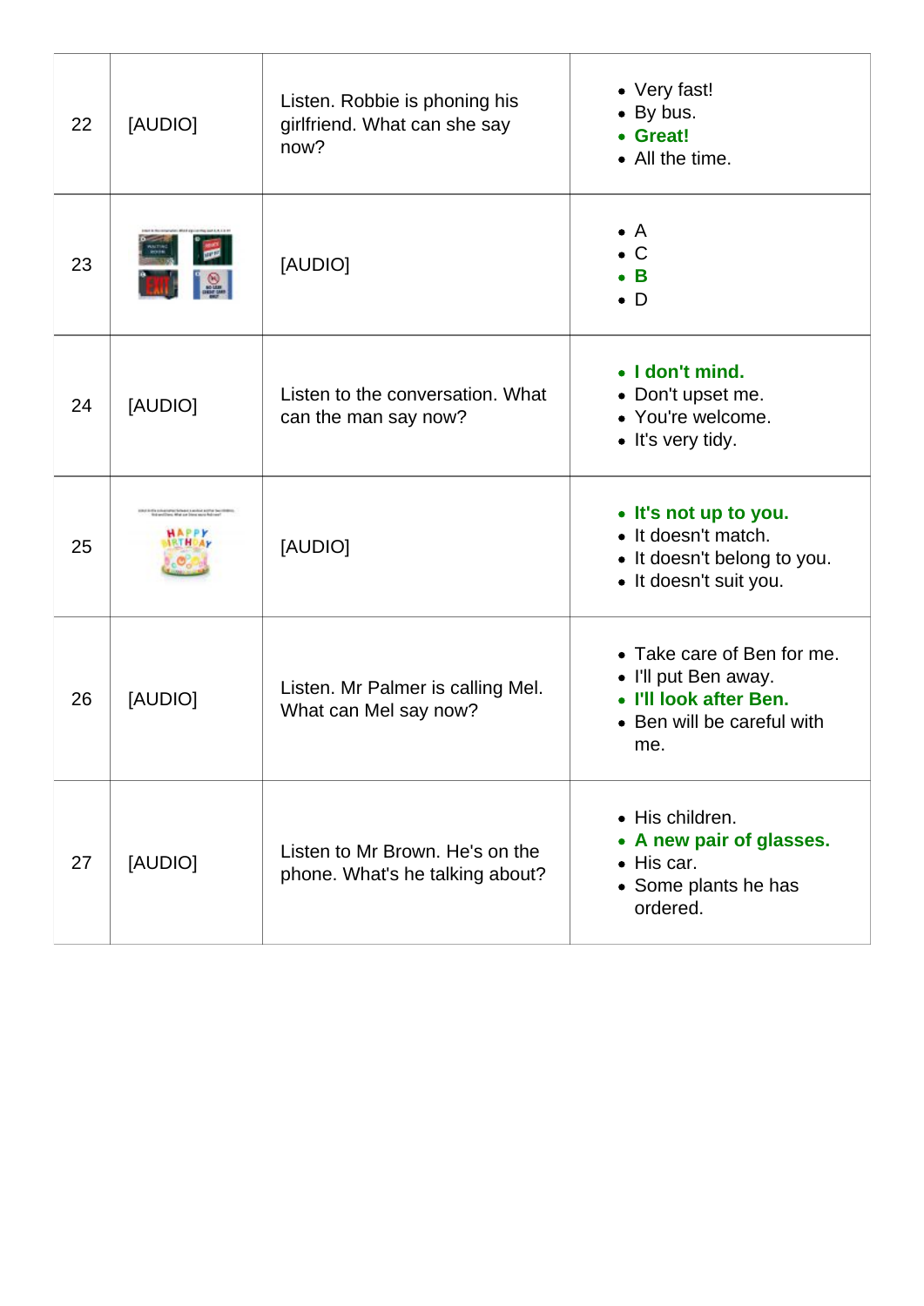| | | | |
|---|---|---|---|
| 22 | [AUDIO] | Listen. Robbie is phoning his girlfriend. What can she say now? | • Very fast!<br>• By bus.<br>• **Great!**<br>• All the time. |
| 23 | | [AUDIO] | • A<br>• C<br>• **B**<br>• D |
| 24 | [AUDIO] | Listen to the conversation. What can the man say now? | • **I don't mind.**<br>• Don't upset me.<br>• You're welcome.<br>• It's very tidy. |
| 25 | | [AUDIO] | • **It's not up to you.**<br>• It doesn't match.<br>• It doesn't belong to you.<br>• It doesn't suit you. |
| 26 | [AUDIO] | Listen. Mr Palmer is calling Mel. What can Mel say now? | • Take care of Ben for me.<br>• I'll put Ben away.<br>• **I'll look after Ben.**<br>• Ben will be careful with me. |
| 27 | [AUDIO] | Listen to Mr Brown. He's on the phone. What's he talking about? | • His children.<br>• **A new pair of glasses.**<br>• His car.<br>• Some plants he has ordered. |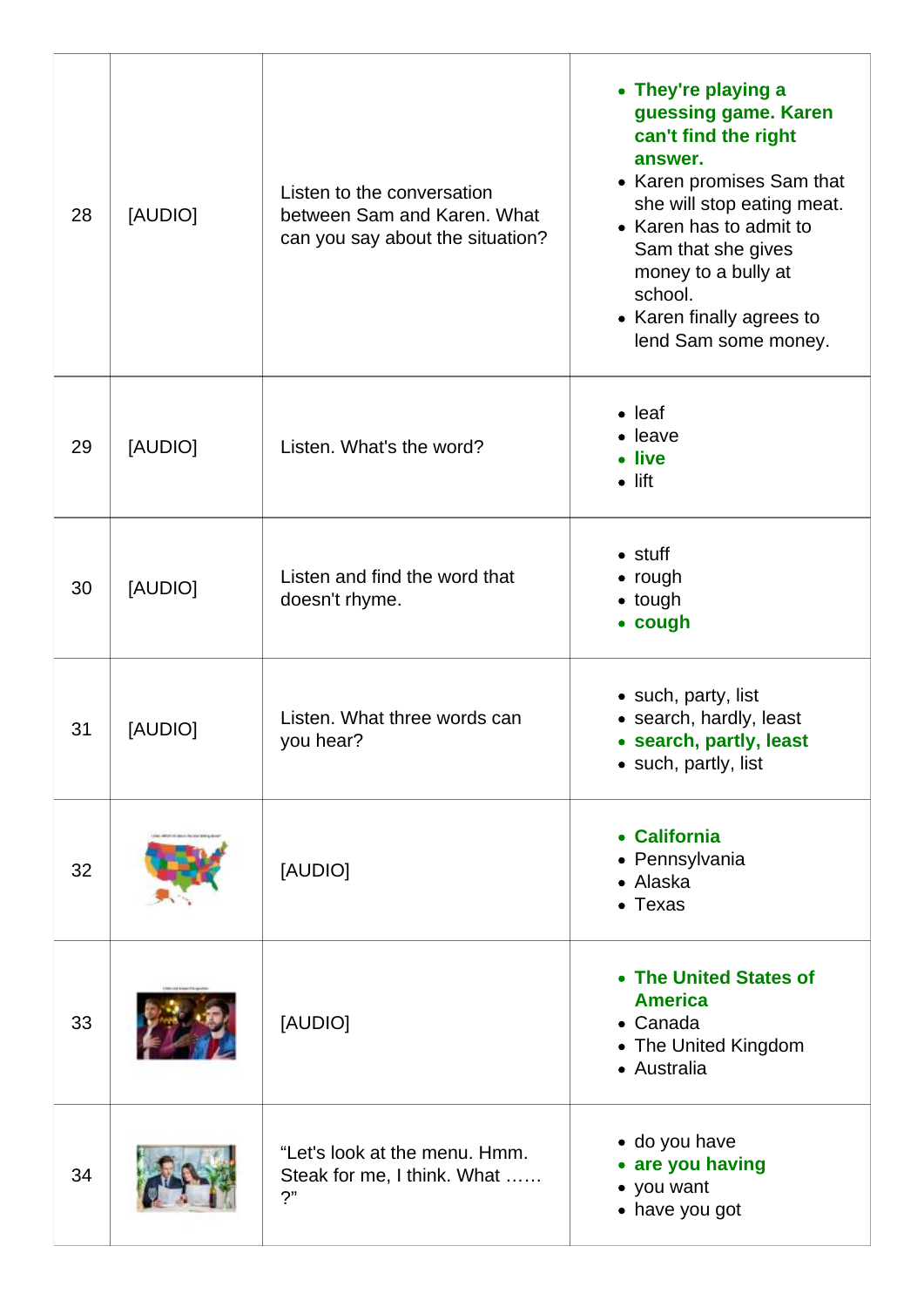| | | | |
|---|---|---|---|
| 28 | [AUDIO] | Listen to the conversation between Sam and Karen. What can you say about the situation? | • **They're playing a guessing game. Karen can't find the right answer.**<br>• Karen promises Sam that she will stop eating meat.<br>• Karen has to admit to Sam that she gives money to a bully at school.<br>• Karen finally agrees to lend Sam some money. |
| 29 | [AUDIO] | Listen. What's the word? | • leaf<br>• leave<br>• **live**<br>• lift |
| 30 | [AUDIO] | Listen and find the word that doesn't rhyme. | • stuff<br>• rough<br>• tough<br>• **cough** |
| 31 | [AUDIO] | Listen. What three words can you hear? | • such, party, list<br>• search, hardly, least<br>• **search, partly, least**<br>• such, partly, list |
| 32 | | [AUDIO] | • **California**<br>• Pennsylvania<br>• Alaska<br>• Texas |
| 33 | | [AUDIO] | • **The United States of America**<br>• Canada<br>• The United Kingdom<br>• Australia |
| 34 | | "Let's look at the menu. Hmm. Steak for me, I think. What …… ?" | • do you have<br>• **are you having**<br>• you want<br>• have you got |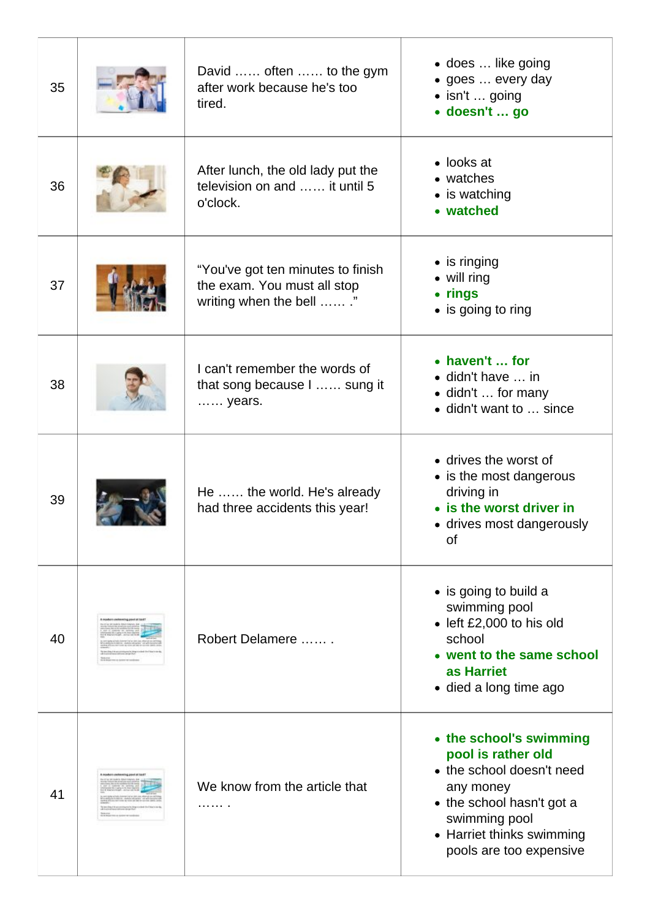| | | | |
|---|---|---|---|
| 35 | | David …… often …… to the gym after work because he's too tired. | • does … like going<br>• goes … every day<br>• isn't … going<br>• **doesn't … go** |
| 36 | | After lunch, the old lady put the television on and …… it until 5 o'clock. | • looks at<br>• watches<br>• is watching<br>• **watched** |
| 37 | | "You've got ten minutes to finish the exam. You must all stop writing when the bell …… ." | • is ringing<br>• will ring<br>• **rings**<br>• is going to ring |
| 38 | | I can't remember the words of that song because I …… sung it …… years. | • **haven't … for**<br>• didn't have … in<br>• didn't … for many<br>• didn't want to … since |
| 39 | | He …… the world. He's already had three accidents this year! | • drives the worst of<br>• is the most dangerous driving in<br>• **is the worst driver in**<br>• drives most dangerously of |
| 40 | | Robert Delamere …… . | • is going to build a swimming pool<br>• left £2,000 to his old school<br>• **went to the same school as Harriet**<br>• died a long time ago |
| 41 | | We know from the article that …… . | • **the school's swimming pool is rather old**<br>• the school doesn't need any money<br>• the school hasn't got a swimming pool<br>• Harriet thinks swimming pools are too expensive |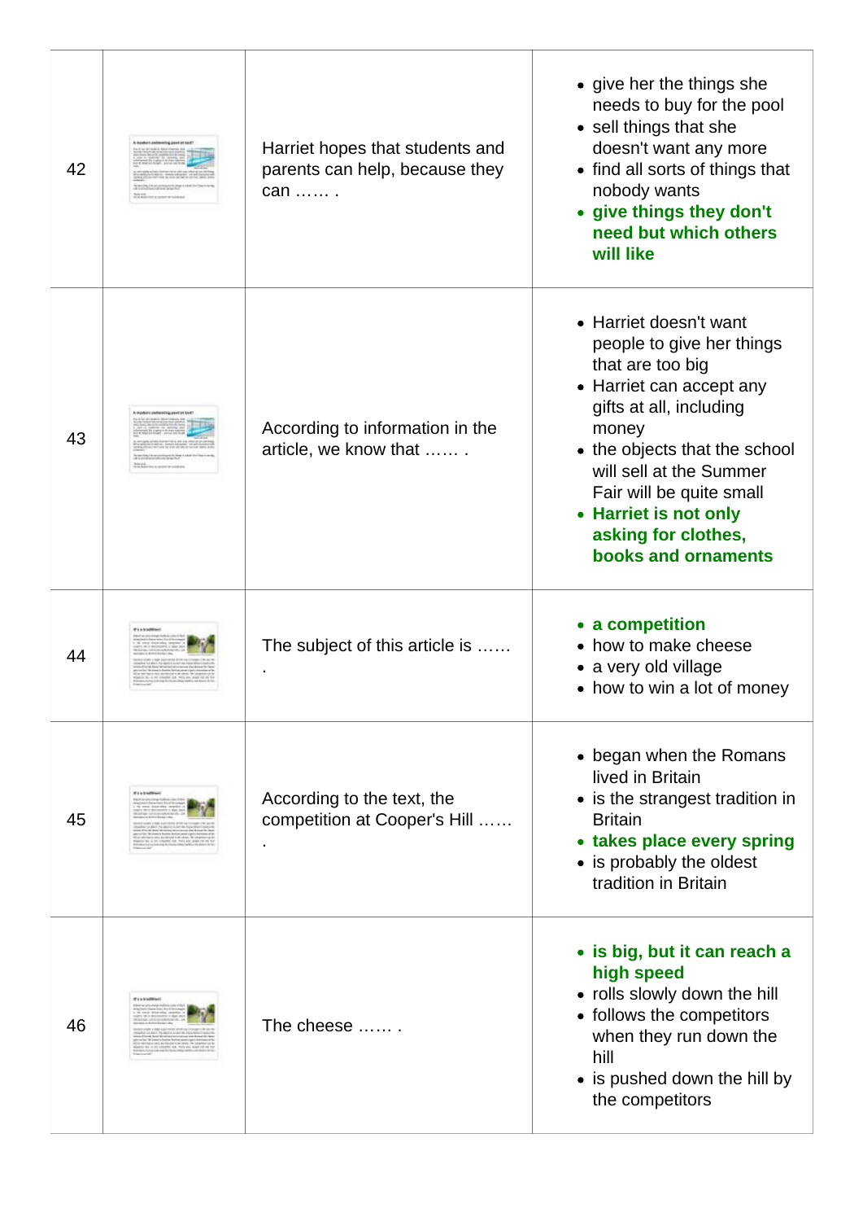| | | | |
|---|---|---|---|
| 42 | | Harriet hopes that students and parents can help, because they can …… . | • give her the things she needs to buy for the pool<br>• sell things that she doesn't want any more<br>• find all sorts of things that nobody wants<br>• **give things they don't need but which others will like** |
| 43 | | According to information in the article, we know that …… . | • Harriet doesn't want people to give her things that are too big<br>• Harriet can accept any gifts at all, including money<br>• the objects that the school will sell at the Summer Fair will be quite small<br>• **Harriet is not only asking for clothes, books and ornaments** |
| 44 | | The subject of this article is …… . | • **a competition**<br>• how to make cheese<br>• a very old village<br>• how to win a lot of money |
| 45 | | According to the text, the competition at Cooper's Hill …… . | • began when the Romans lived in Britain<br>• is the strangest tradition in Britain<br>• **takes place every spring**<br>• is probably the oldest tradition in Britain |
| 46 | | The cheese …… . | • **is big, but it can reach a high speed**<br>• rolls slowly down the hill<br>• follows the competitors when they run down the hill<br>• is pushed down the hill by the competitors |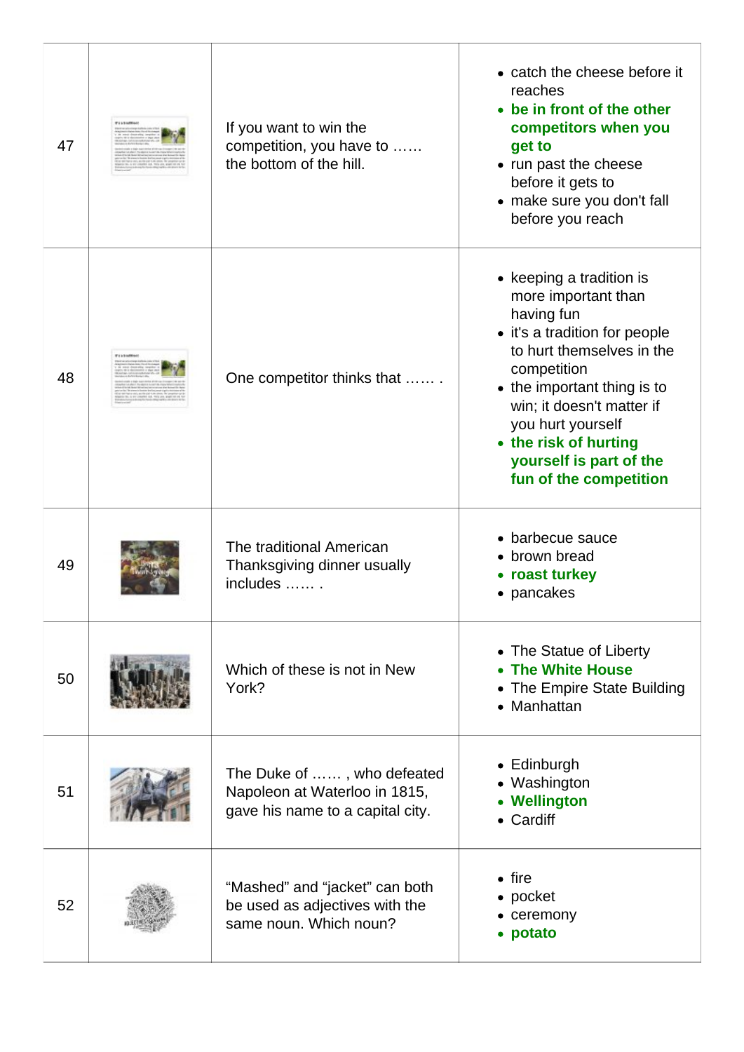| | | | |
|---|---|---|---|
| 47 | | If you want to win the competition, you have to …… the bottom of the hill. | • catch the cheese before it reaches<br>• **be in front of the other competitors when you get to**<br>• run past the cheese before it gets to<br>• make sure you don't fall before you reach |
| 48 | | One competitor thinks that …… . | • keeping a tradition is more important than having fun<br>• it's a tradition for people to hurt themselves in the competition<br>• the important thing is to win; it doesn't matter if you hurt yourself<br>• **the risk of hurting yourself is part of the fun of the competition** |
| 49 | | The traditional American Thanksgiving dinner usually includes …… . | • barbecue sauce<br>• brown bread<br>• **roast turkey**<br>• pancakes |
| 50 | | Which of these is not in New York? | • The Statue of Liberty<br>• **The White House**<br>• The Empire State Building<br>• Manhattan |
| 51 | | The Duke of …… , who defeated Napoleon at Waterloo in 1815, gave his name to a capital city. | • Edinburgh<br>• Washington<br>• **Wellington**<br>• Cardiff |
| 52 | | "Mashed" and "jacket" can both be used as adjectives with the same noun. Which noun? | • fire<br>• pocket<br>• ceremony<br>• **potato** |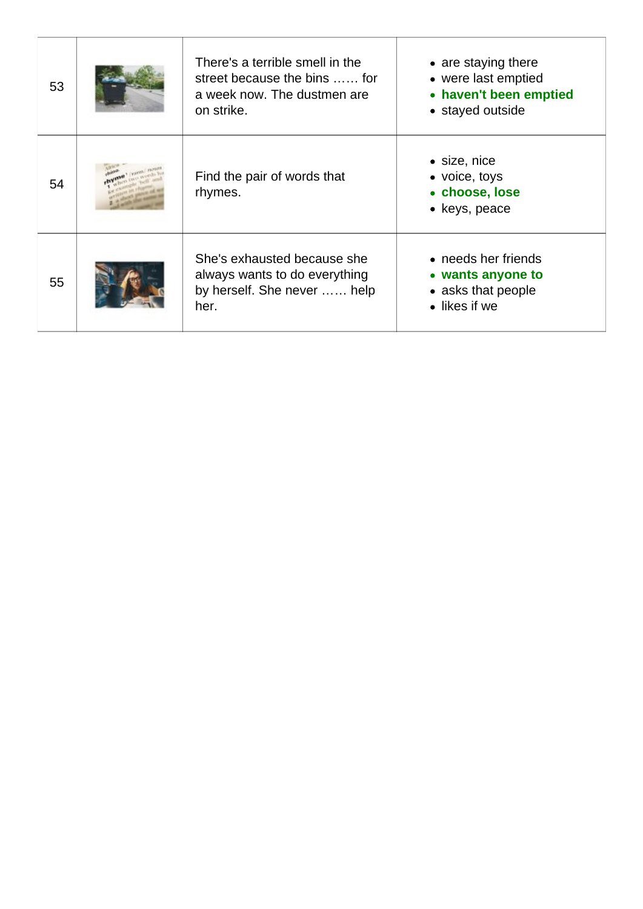| | | | |
|---|---|---|---|
| 53 | | There's a terrible smell in the street because the bins …… for a week now. The dustmen are on strike. | • are staying there<br>• were last emptied<br>• **haven't been emptied**<br>• stayed outside |
| 54 | | Find the pair of words that rhymes. | • size, nice<br>• voice, toys<br>• **choose, lose**<br>• keys, peace |
| 55 | | She's exhausted because she always wants to do everything by herself. She never …… help her. | • needs her friends<br>• **wants anyone to**<br>• asks that people<br>• likes if we |